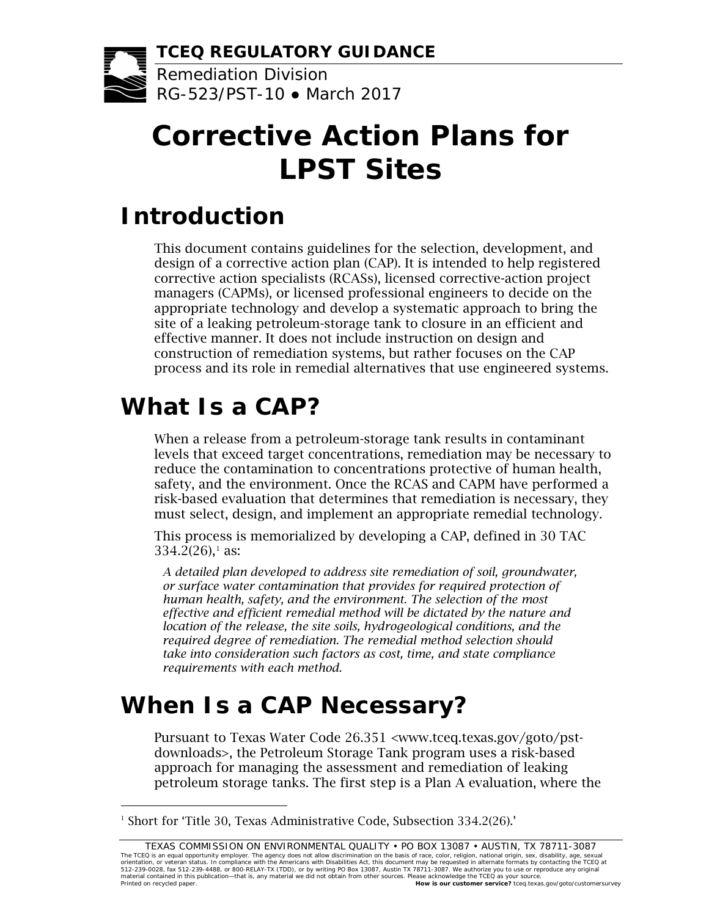**TCEQ REGULATORY GUIDANCE**

Remediation Division
RG-523/PST-10 ● March 2017

# Corrective Action Plans for LPST Sites

## Introduction

This document contains guidelines for the selection, development, and design of a corrective action plan (CAP). It is intended to help registered corrective action specialists (RCASs), licensed corrective-action project managers (CAPMs), or licensed professional engineers to decide on the appropriate technology and develop a systematic approach to bring the site of a leaking petroleum-storage tank to closure in an efficient and effective manner. It does not include instruction on design and construction of remediation systems, but rather focuses on the CAP process and its role in remedial alternatives that use engineered systems.

## What Is a CAP?

When a release from a petroleum-storage tank results in contaminant levels that exceed target concentrations, remediation may be necessary to reduce the contamination to concentrations protective of human health, safety, and the environment. Once the RCAS and CAPM have performed a risk-based evaluation that determines that remediation is necessary, they must select, design, and implement an appropriate remedial technology.

This process is memorialized by developing a CAP, defined in 30 TAC 334.2(26),[1] as:

> *A detailed plan developed to address site remediation of soil, groundwater, or surface water contamination that provides for required protection of human health, safety, and the environment. The selection of the most effective and efficient remedial method will be dictated by the nature and location of the release, the site soils, hydrogeological conditions, and the required degree of remediation. The remedial method selection should take into consideration such factors as cost, time, and state compliance requirements with each method.*

## When Is a CAP Necessary?

Pursuant to Texas Water Code 26.351 <www.tceq.texas.gov/goto/pst-downloads>, the Petroleum Storage Tank program uses a risk-based approach for managing the assessment and remediation of leaking petroleum storage tanks. The first step is a Plan A evaluation, where the

[1] Short for 'Title 30, Texas Administrative Code, Subsection 334.2(26).'

TEXAS COMMISSION ON ENVIRONMENTAL QUALITY • PO BOX 13087 • AUSTIN, TX 78711-3087
The TCEQ is an equal opportunity employer. The agency does not allow discrimination on the basis of race, color, religion, national origin, sex, disability, age, sexual orientation, or veteran status. In compliance with the Americans with Disabilities Act, this document may be requested in alternate formats by contacting the TCEQ at 512-239-0028, fax 512-239-4488, or 800-RELAY-TX (TDD), or by writing PO Box 13087, Austin TX 78711-3087. We authorize you to use or reproduce any original material contained in this publication—that is, any material we did not obtain from other sources. Please acknowledge the TCEQ as your source.
Printed on recycled paper. **How is our customer service?** tceq.texas.gov/goto/customersurvey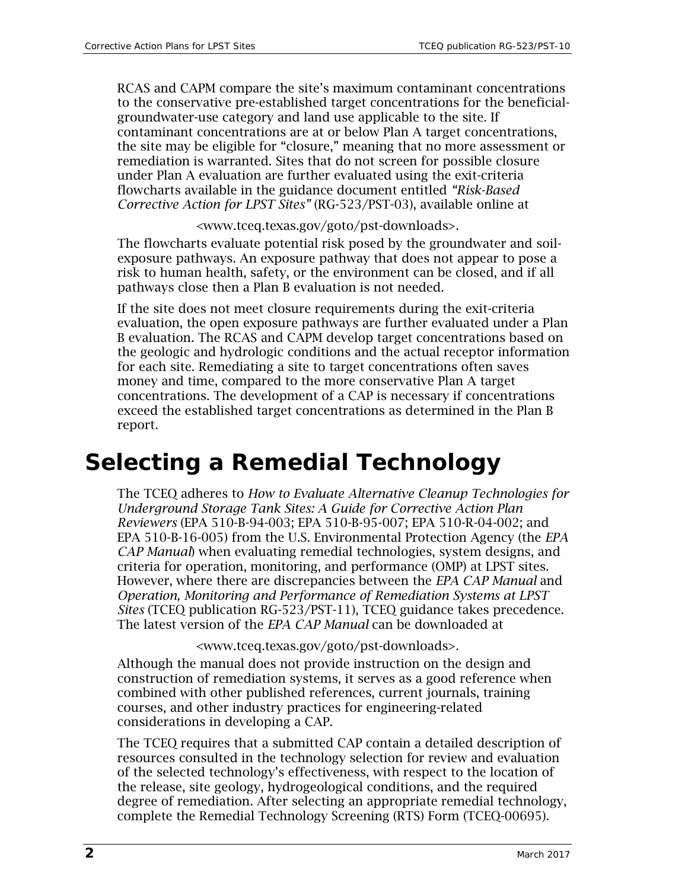RCAS and CAPM compare the site's maximum contaminant concentrations to the conservative pre-established target concentrations for the beneficial-groundwater-use category and land use applicable to the site. If contaminant concentrations are at or below Plan A target concentrations, the site may be eligible for "closure," meaning that no more assessment or remediation is warranted. Sites that do not screen for possible closure under Plan A evaluation are further evaluated using the exit-criteria flowcharts available in the guidance document entitled *"Risk-Based Corrective Action for LPST Sites"* (RG-523/PST-03), available online at

<www.tceq.texas.gov/goto/pst-downloads>.

The flowcharts evaluate potential risk posed by the groundwater and soil-exposure pathways. An exposure pathway that does not appear to pose a risk to human health, safety, or the environment can be closed, and if all pathways close then a Plan B evaluation is not needed.

If the site does not meet closure requirements during the exit-criteria evaluation, the open exposure pathways are further evaluated under a Plan B evaluation. The RCAS and CAPM develop target concentrations based on the geologic and hydrologic conditions and the actual receptor information for each site. Remediating a site to target concentrations often saves money and time, compared to the more conservative Plan A target concentrations. The development of a CAP is necessary if concentrations exceed the established target concentrations as determined in the Plan B report.

# Selecting a Remedial Technology

The TCEQ adheres to *How to Evaluate Alternative Cleanup Technologies for Underground Storage Tank Sites: A Guide for Corrective Action Plan Reviewers* (EPA 510-B-94-003; EPA 510-B-95-007; EPA 510-R-04-002; and EPA 510-B-16-005) from the U.S. Environmental Protection Agency (the *EPA CAP Manual*) when evaluating remedial technologies, system designs, and criteria for operation, monitoring, and performance (OMP) at LPST sites. However, where there are discrepancies between the *EPA CAP Manual* and *Operation, Monitoring and Performance of Remediation Systems at LPST Sites* (TCEQ publication RG-523/PST-11), TCEQ guidance takes precedence. The latest version of the *EPA CAP Manual* can be downloaded at

<www.tceq.texas.gov/goto/pst-downloads>.

Although the manual does not provide instruction on the design and construction of remediation systems, it serves as a good reference when combined with other published references, current journals, training courses, and other industry practices for engineering-related considerations in developing a CAP.

The TCEQ requires that a submitted CAP contain a detailed description of resources consulted in the technology selection for review and evaluation of the selected technology's effectiveness, with respect to the location of the release, site geology, hydrogeological conditions, and the required degree of remediation. After selecting an appropriate remedial technology, complete the Remedial Technology Screening (RTS) Form (TCEQ-00695).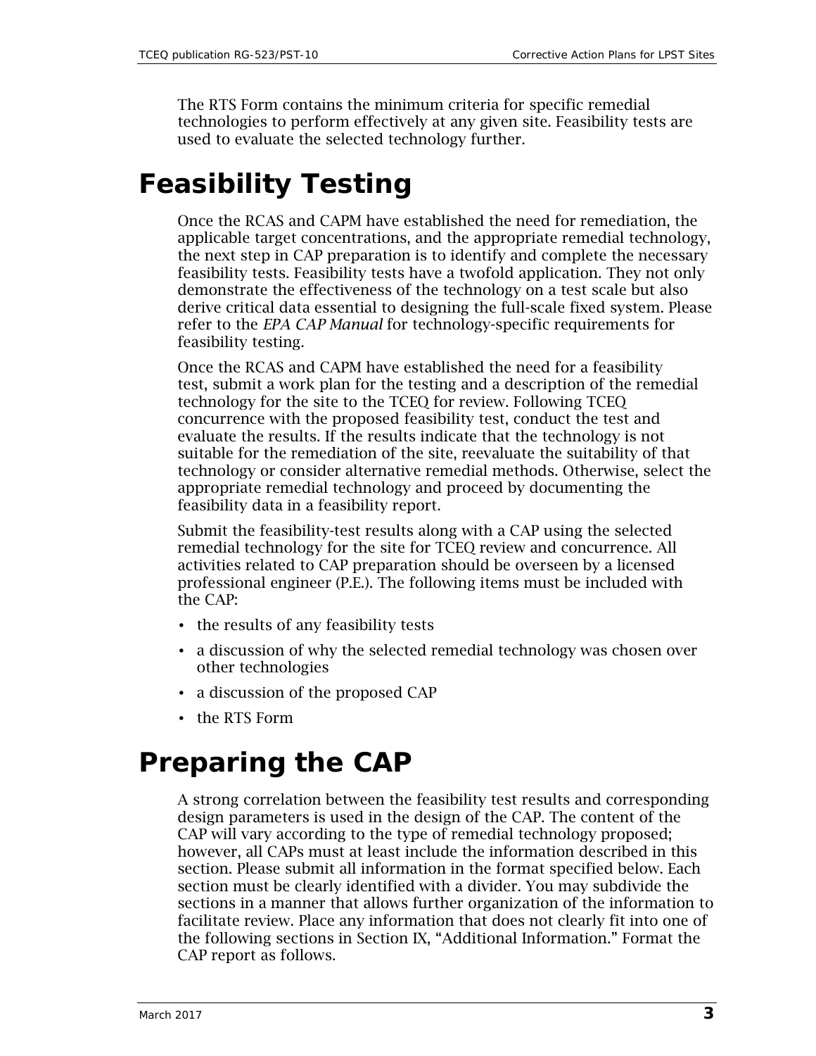The RTS Form contains the minimum criteria for specific remedial technologies to perform effectively at any given site. Feasibility tests are used to evaluate the selected technology further.

# Feasibility Testing

Once the RCAS and CAPM have established the need for remediation, the applicable target concentrations, and the appropriate remedial technology, the next step in CAP preparation is to identify and complete the necessary feasibility tests. Feasibility tests have a twofold application. They not only demonstrate the effectiveness of the technology on a test scale but also derive critical data essential to designing the full-scale fixed system. Please refer to the *EPA CAP Manual* for technology-specific requirements for feasibility testing.

Once the RCAS and CAPM have established the need for a feasibility test, submit a work plan for the testing and a description of the remedial technology for the site to the TCEQ for review. Following TCEQ concurrence with the proposed feasibility test, conduct the test and evaluate the results. If the results indicate that the technology is not suitable for the remediation of the site, reevaluate the suitability of that technology or consider alternative remedial methods. Otherwise, select the appropriate remedial technology and proceed by documenting the feasibility data in a feasibility report.

Submit the feasibility-test results along with a CAP using the selected remedial technology for the site for TCEQ review and concurrence. All activities related to CAP preparation should be overseen by a licensed professional engineer (P.E.). The following items must be included with the CAP:

- the results of any feasibility tests
- a discussion of why the selected remedial technology was chosen over other technologies
- a discussion of the proposed CAP
- the RTS Form

# Preparing the CAP

A strong correlation between the feasibility test results and corresponding design parameters is used in the design of the CAP. The content of the CAP will vary according to the type of remedial technology proposed; however, all CAPs must at least include the information described in this section. Please submit all information in the format specified below. Each section must be clearly identified with a divider. You may subdivide the sections in a manner that allows further organization of the information to facilitate review. Place any information that does not clearly fit into one of the following sections in Section IX, "Additional Information." Format the CAP report as follows.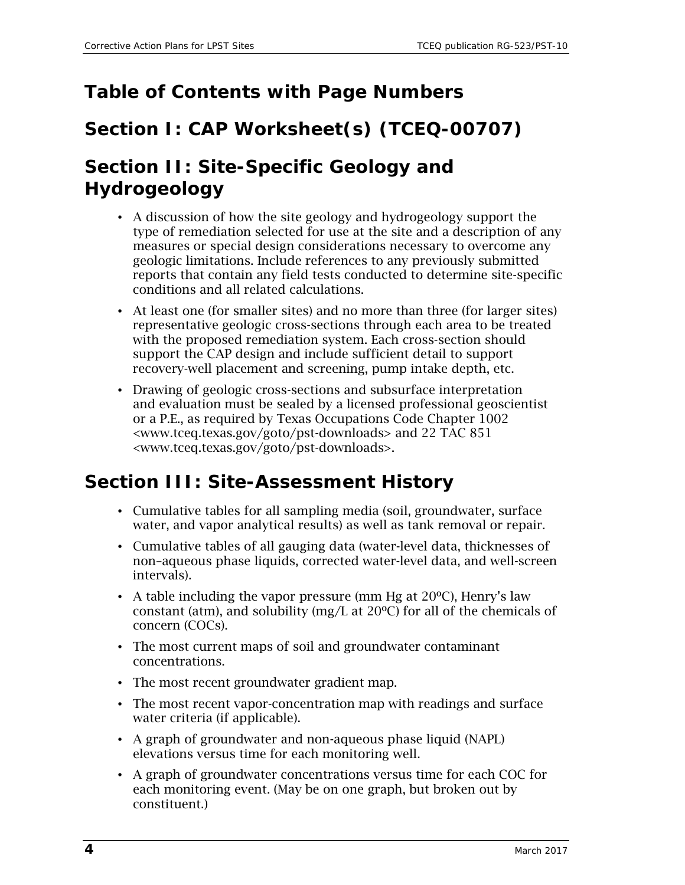## Table of Contents with Page Numbers

## Section I: CAP Worksheet(s) (TCEQ-00707)

## Section II: Site-Specific Geology and Hydrogeology

- A discussion of how the site geology and hydrogeology support the type of remediation selected for use at the site and a description of any measures or special design considerations necessary to overcome any geologic limitations. Include references to any previously submitted reports that contain any field tests conducted to determine site-specific conditions and all related calculations.
- At least one (for smaller sites) and no more than three (for larger sites) representative geologic cross-sections through each area to be treated with the proposed remediation system. Each cross-section should support the CAP design and include sufficient detail to support recovery-well placement and screening, pump intake depth, etc.
- Drawing of geologic cross-sections and subsurface interpretation and evaluation must be sealed by a licensed professional geoscientist or a P.E., as required by Texas Occupations Code Chapter 1002 <www.tceq.texas.gov/goto/pst-downloads> and 22 TAC 851 <www.tceq.texas.gov/goto/pst-downloads>.

## Section III: Site-Assessment History

- Cumulative tables for all sampling media (soil, groundwater, surface water, and vapor analytical results) as well as tank removal or repair.
- Cumulative tables of all gauging data (water-level data, thicknesses of non–aqueous phase liquids, corrected water-level data, and well-screen intervals).
- A table including the vapor pressure (mm Hg at 20ºC), Henry's law constant (atm), and solubility (mg/L at 20ºC) for all of the chemicals of concern (COCs).
- The most current maps of soil and groundwater contaminant concentrations.
- The most recent groundwater gradient map.
- The most recent vapor-concentration map with readings and surface water criteria (if applicable).
- A graph of groundwater and non-aqueous phase liquid (NAPL) elevations versus time for each monitoring well.
- A graph of groundwater concentrations versus time for each COC for each monitoring event. (May be on one graph, but broken out by constituent.)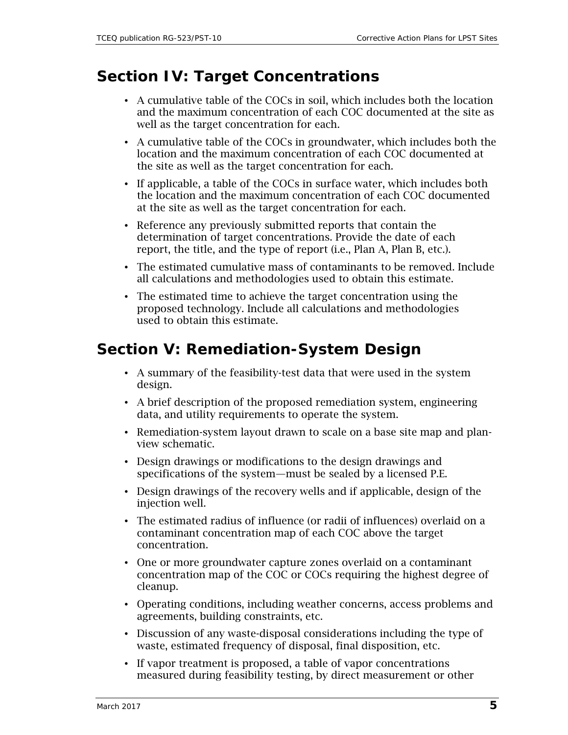## Section IV: Target Concentrations

- A cumulative table of the COCs in soil, which includes both the location and the maximum concentration of each COC documented at the site as well as the target concentration for each.
- A cumulative table of the COCs in groundwater, which includes both the location and the maximum concentration of each COC documented at the site as well as the target concentration for each.
- If applicable, a table of the COCs in surface water, which includes both the location and the maximum concentration of each COC documented at the site as well as the target concentration for each.
- Reference any previously submitted reports that contain the determination of target concentrations. Provide the date of each report, the title, and the type of report (i.e., Plan A, Plan B, etc.).
- The estimated cumulative mass of contaminants to be removed. Include all calculations and methodologies used to obtain this estimate.
- The estimated time to achieve the target concentration using the proposed technology. Include all calculations and methodologies used to obtain this estimate.

## Section V: Remediation-System Design

- A summary of the feasibility-test data that were used in the system design.
- A brief description of the proposed remediation system, engineering data, and utility requirements to operate the system.
- Remediation-system layout drawn to scale on a base site map and plan-view schematic.
- Design drawings or modifications to the design drawings and specifications of the system—must be sealed by a licensed P.E.
- Design drawings of the recovery wells and if applicable, design of the injection well.
- The estimated radius of influence (or radii of influences) overlaid on a contaminant concentration map of each COC above the target concentration.
- One or more groundwater capture zones overlaid on a contaminant concentration map of the COC or COCs requiring the highest degree of cleanup.
- Operating conditions, including weather concerns, access problems and agreements, building constraints, etc.
- Discussion of any waste-disposal considerations including the type of waste, estimated frequency of disposal, final disposition, etc.
- If vapor treatment is proposed, a table of vapor concentrations measured during feasibility testing, by direct measurement or other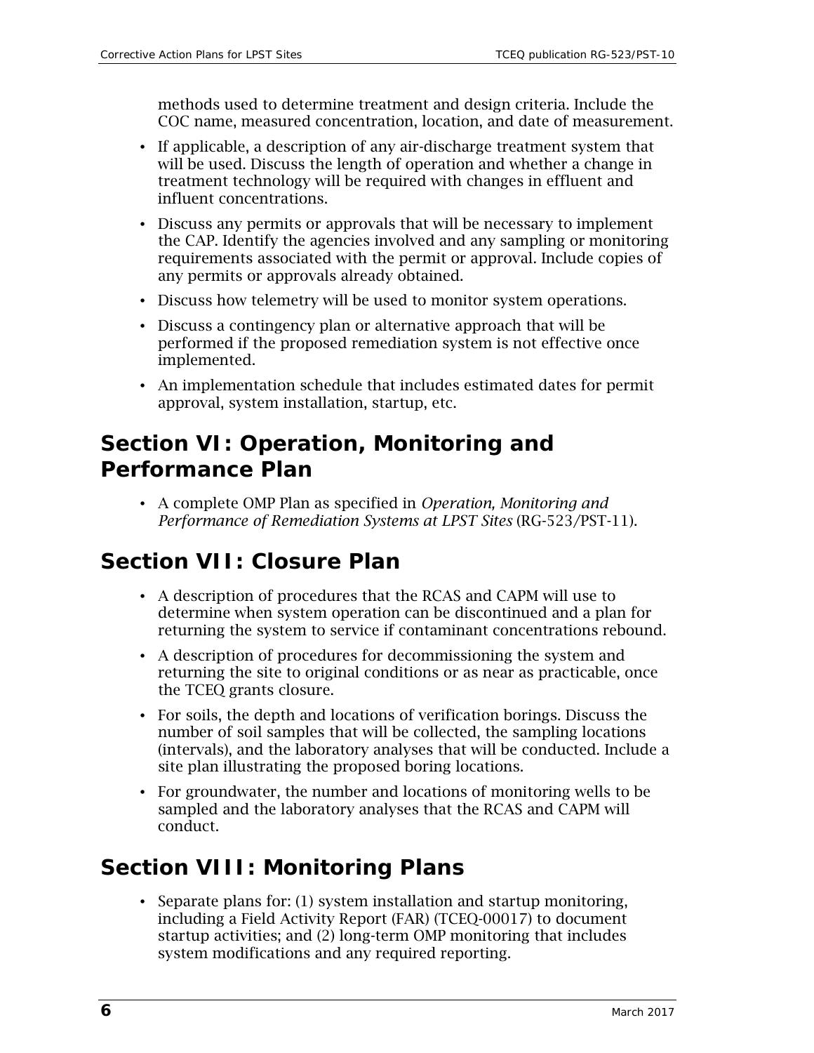methods used to determine treatment and design criteria. Include the COC name, measured concentration, location, and date of measurement.

- If applicable, a description of any air-discharge treatment system that will be used. Discuss the length of operation and whether a change in treatment technology will be required with changes in effluent and influent concentrations.
- Discuss any permits or approvals that will be necessary to implement the CAP. Identify the agencies involved and any sampling or monitoring requirements associated with the permit or approval. Include copies of any permits or approvals already obtained.
- Discuss how telemetry will be used to monitor system operations.
- Discuss a contingency plan or alternative approach that will be performed if the proposed remediation system is not effective once implemented.
- An implementation schedule that includes estimated dates for permit approval, system installation, startup, etc.

## Section VI: Operation, Monitoring and Performance Plan

- A complete OMP Plan as specified in *Operation, Monitoring and Performance of Remediation Systems at LPST Sites* (RG-523/PST-11).

## Section VII: Closure Plan

- A description of procedures that the RCAS and CAPM will use to determine when system operation can be discontinued and a plan for returning the system to service if contaminant concentrations rebound.
- A description of procedures for decommissioning the system and returning the site to original conditions or as near as practicable, once the TCEQ grants closure.
- For soils, the depth and locations of verification borings. Discuss the number of soil samples that will be collected, the sampling locations (intervals), and the laboratory analyses that will be conducted. Include a site plan illustrating the proposed boring locations.
- For groundwater, the number and locations of monitoring wells to be sampled and the laboratory analyses that the RCAS and CAPM will conduct.

## Section VIII: Monitoring Plans

- Separate plans for: (1) system installation and startup monitoring, including a Field Activity Report (FAR) (TCEQ-00017) to document startup activities; and (2) long-term OMP monitoring that includes system modifications and any required reporting.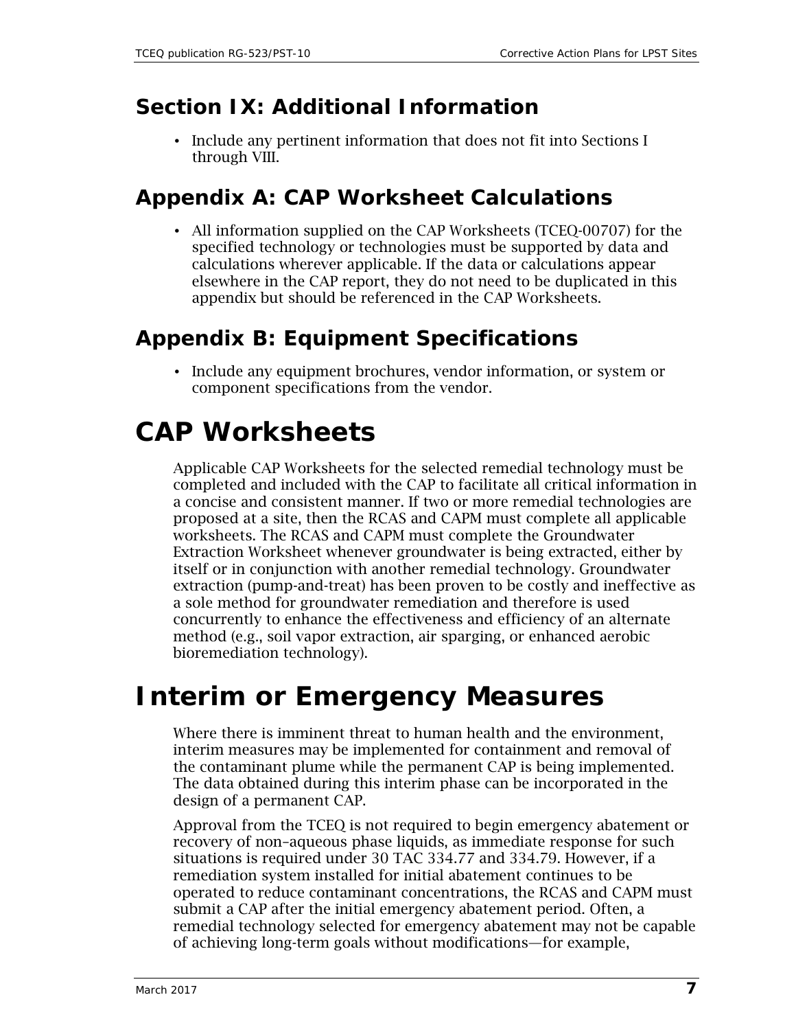## Section IX: Additional Information

- Include any pertinent information that does not fit into Sections I through VIII.

## Appendix A: CAP Worksheet Calculations

- All information supplied on the CAP Worksheets (TCEQ-00707) for the specified technology or technologies must be supported by data and calculations wherever applicable. If the data or calculations appear elsewhere in the CAP report, they do not need to be duplicated in this appendix but should be referenced in the CAP Worksheets.

## Appendix B: Equipment Specifications

- Include any equipment brochures, vendor information, or system or component specifications from the vendor.

# CAP Worksheets

Applicable CAP Worksheets for the selected remedial technology must be completed and included with the CAP to facilitate all critical information in a concise and consistent manner. If two or more remedial technologies are proposed at a site, then the RCAS and CAPM must complete all applicable worksheets. The RCAS and CAPM must complete the Groundwater Extraction Worksheet whenever groundwater is being extracted, either by itself or in conjunction with another remedial technology. Groundwater extraction (pump-and-treat) has been proven to be costly and ineffective as a sole method for groundwater remediation and therefore is used concurrently to enhance the effectiveness and efficiency of an alternate method (e.g., soil vapor extraction, air sparging, or enhanced aerobic bioremediation technology).

# Interim or Emergency Measures

Where there is imminent threat to human health and the environment, interim measures may be implemented for containment and removal of the contaminant plume while the permanent CAP is being implemented. The data obtained during this interim phase can be incorporated in the design of a permanent CAP.

Approval from the TCEQ is not required to begin emergency abatement or recovery of non–aqueous phase liquids, as immediate response for such situations is required under 30 TAC 334.77 and 334.79. However, if a remediation system installed for initial abatement continues to be operated to reduce contaminant concentrations, the RCAS and CAPM must submit a CAP after the initial emergency abatement period. Often, a remedial technology selected for emergency abatement may not be capable of achieving long-term goals without modifications—for example,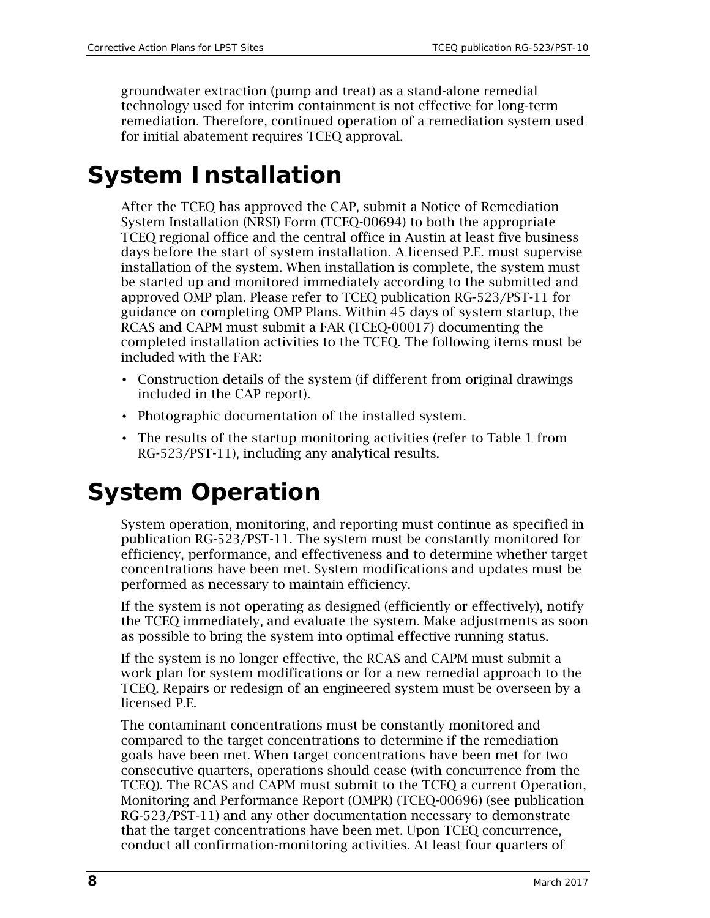groundwater extraction (pump and treat) as a stand-alone remedial technology used for interim containment is not effective for long-term remediation. Therefore, continued operation of a remediation system used for initial abatement requires TCEQ approval.

# System Installation

After the TCEQ has approved the CAP, submit a Notice of Remediation System Installation (NRSI) Form (TCEQ-00694) to both the appropriate TCEQ regional office and the central office in Austin at least five business days before the start of system installation. A licensed P.E. must supervise installation of the system. When installation is complete, the system must be started up and monitored immediately according to the submitted and approved OMP plan. Please refer to TCEQ publication RG-523/PST-11 for guidance on completing OMP Plans. Within 45 days of system startup, the RCAS and CAPM must submit a FAR (TCEQ-00017) documenting the completed installation activities to the TCEQ. The following items must be included with the FAR:

- Construction details of the system (if different from original drawings included in the CAP report).
- Photographic documentation of the installed system.
- The results of the startup monitoring activities (refer to Table 1 from RG-523/PST-11), including any analytical results.

# System Operation

System operation, monitoring, and reporting must continue as specified in publication RG-523/PST-11. The system must be constantly monitored for efficiency, performance, and effectiveness and to determine whether target concentrations have been met. System modifications and updates must be performed as necessary to maintain efficiency.

If the system is not operating as designed (efficiently or effectively), notify the TCEQ immediately, and evaluate the system. Make adjustments as soon as possible to bring the system into optimal effective running status.

If the system is no longer effective, the RCAS and CAPM must submit a work plan for system modifications or for a new remedial approach to the TCEQ. Repairs or redesign of an engineered system must be overseen by a licensed P.E.

The contaminant concentrations must be constantly monitored and compared to the target concentrations to determine if the remediation goals have been met. When target concentrations have been met for two consecutive quarters, operations should cease (with concurrence from the TCEQ). The RCAS and CAPM must submit to the TCEQ a current Operation, Monitoring and Performance Report (OMPR) (TCEQ-00696) (see publication RG-523/PST-11) and any other documentation necessary to demonstrate that the target concentrations have been met. Upon TCEQ concurrence, conduct all confirmation-monitoring activities. At least four quarters of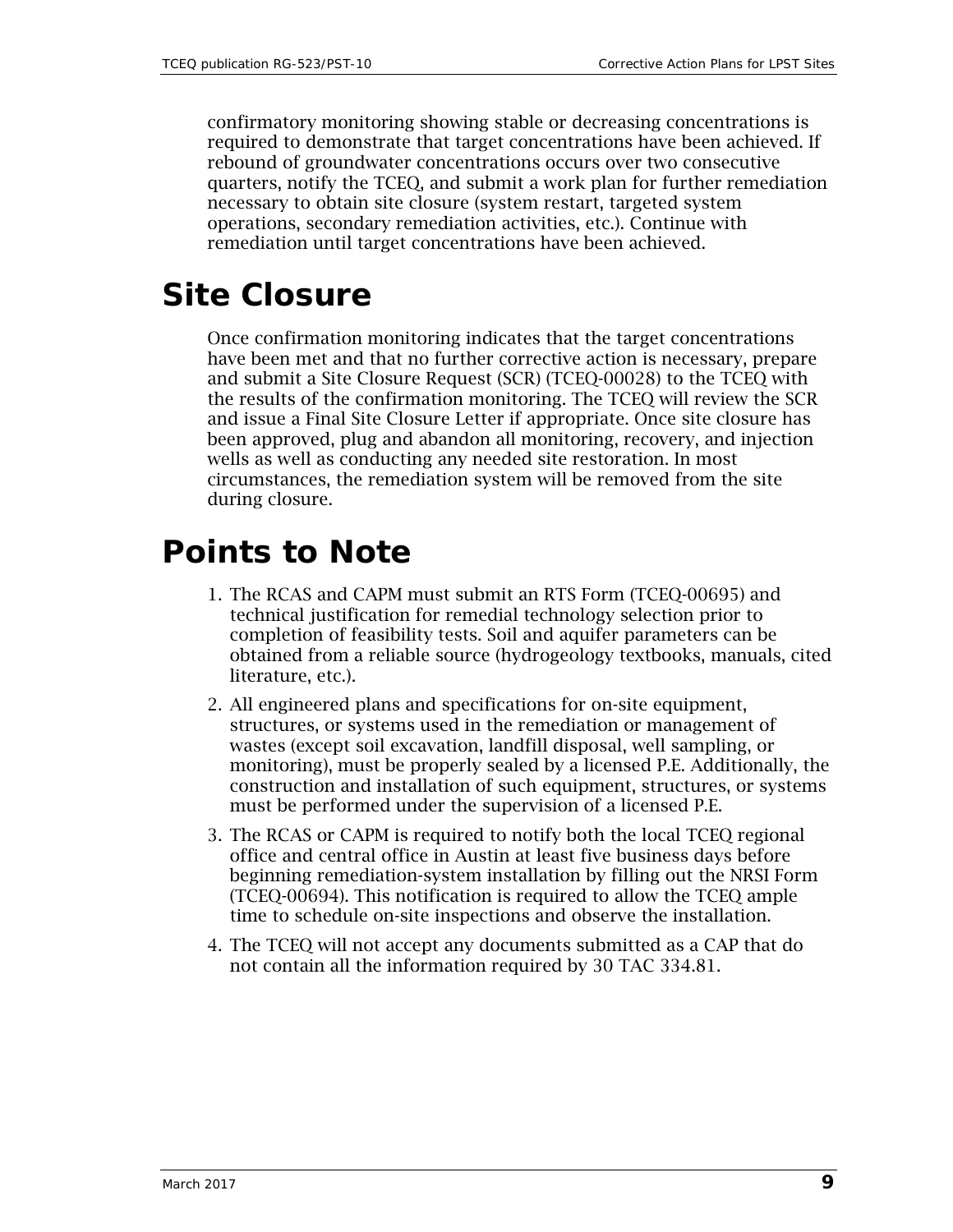confirmatory monitoring showing stable or decreasing concentrations is required to demonstrate that target concentrations have been achieved. If rebound of groundwater concentrations occurs over two consecutive quarters, notify the TCEQ, and submit a work plan for further remediation necessary to obtain site closure (system restart, targeted system operations, secondary remediation activities, etc.). Continue with remediation until target concentrations have been achieved.

# Site Closure

Once confirmation monitoring indicates that the target concentrations have been met and that no further corrective action is necessary, prepare and submit a Site Closure Request (SCR) (TCEQ-00028) to the TCEQ with the results of the confirmation monitoring. The TCEQ will review the SCR and issue a Final Site Closure Letter if appropriate. Once site closure has been approved, plug and abandon all monitoring, recovery, and injection wells as well as conducting any needed site restoration. In most circumstances, the remediation system will be removed from the site during closure.

# Points to Note

1. The RCAS and CAPM must submit an RTS Form (TCEQ-00695) and technical justification for remedial technology selection prior to completion of feasibility tests. Soil and aquifer parameters can be obtained from a reliable source (hydrogeology textbooks, manuals, cited literature, etc.).
2. All engineered plans and specifications for on-site equipment, structures, or systems used in the remediation or management of wastes (except soil excavation, landfill disposal, well sampling, or monitoring), must be properly sealed by a licensed P.E. Additionally, the construction and installation of such equipment, structures, or systems must be performed under the supervision of a licensed P.E.
3. The RCAS or CAPM is required to notify both the local TCEQ regional office and central office in Austin at least five business days before beginning remediation-system installation by filling out the NRSI Form (TCEQ-00694). This notification is required to allow the TCEQ ample time to schedule on-site inspections and observe the installation.
4. The TCEQ will not accept any documents submitted as a CAP that do not contain all the information required by 30 TAC 334.81.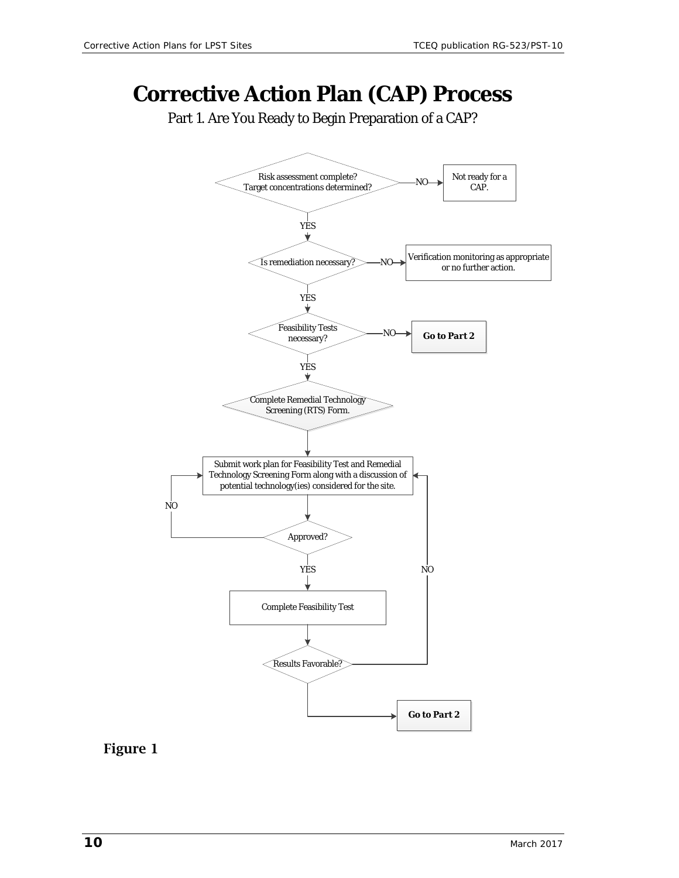# Corrective Action Plan (CAP) Process

Part 1. Are You Ready to Begin Preparation of a CAP?

Risk assessment complete? Target concentrations determined?

NO → Not ready for a CAP.

YES ↓

Is remediation necessary?

NO → Verification monitoring as appropriate or no further action.

YES ↓

Feasibility Tests necessary?

NO → **Go to Part 2**

YES ↓

Complete Remedial Technology Screening (RTS) Form.

↓

Submit work plan for Feasibility Test and Remedial Technology Screening Form along with a discussion of potential technology(ies) considered for the site.

↓

Approved?

NO → (return to Submit work plan)

YES ↓

Complete Feasibility Test

↓

Results Favorable?

NO → (return to Submit work plan)

↓

**Go to Part 2**

**Figure 1**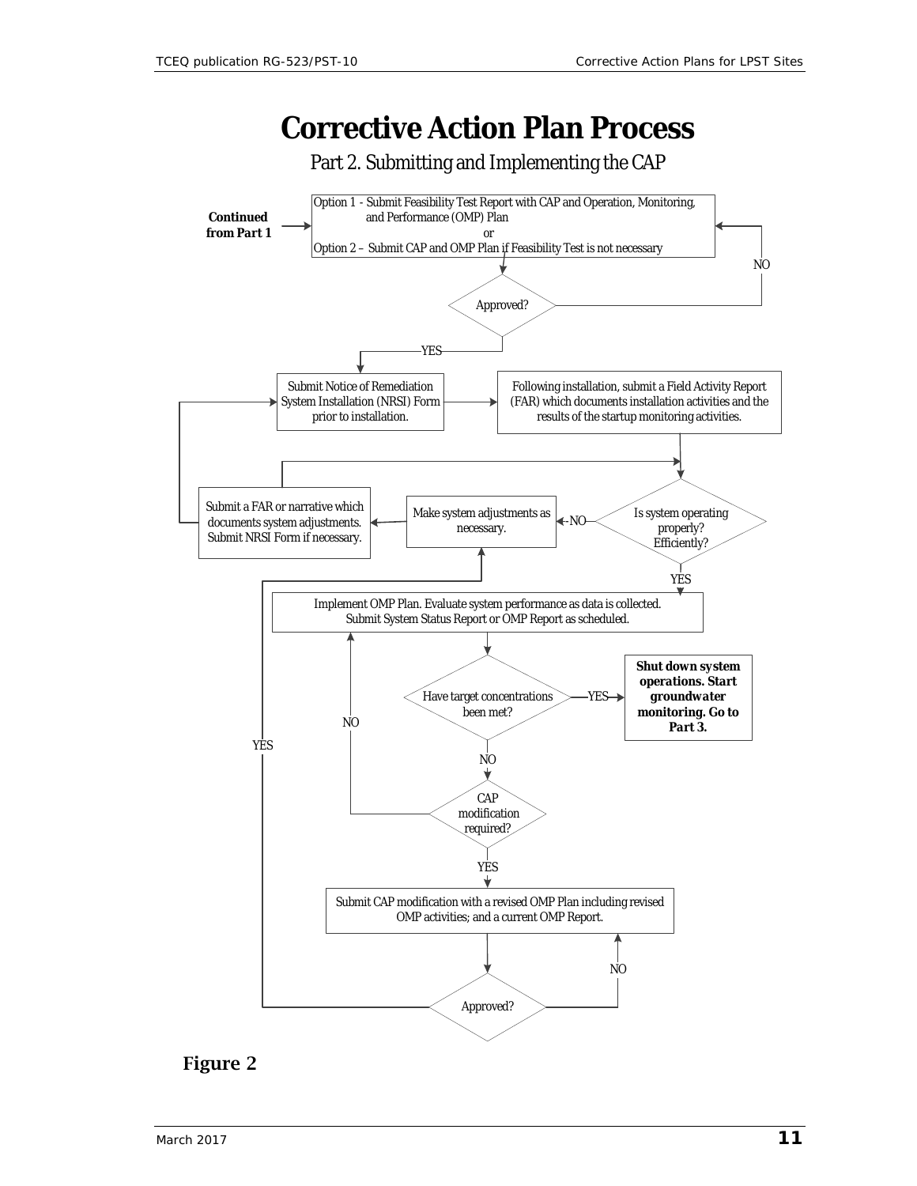# Corrective Action Plan Process

Part 2. Submitting and Implementing the CAP

**Continued from Part 1**

Option 1 - Submit Feasibility Test Report with CAP and Operation, Monitoring, and Performance (OMP) Plan
or
Option 2 – Submit CAP and OMP Plan if Feasibility Test is not necessary

Approved?

NO

YES

Submit Notice of Remediation System Installation (NRSI) Form prior to installation.

Following installation, submit a Field Activity Report (FAR) which documents installation activities and the results of the startup monitoring activities.

Is system operating properly? Efficiently?

NO

Make system adjustments as necessary.

Submit a FAR or narrative which documents system adjustments. Submit NRSI Form if necessary.

YES

Implement OMP Plan. Evaluate system performance as data is collected. Submit System Status Report or OMP Report as scheduled.

Have target concentrations been met?

YES

**Shut down system operations. Start groundwater monitoring. Go to Part 3.**

NO

CAP modification required?

NO

YES

Submit CAP modification with a revised OMP Plan including revised OMP activities; and a current OMP Report.

Approved?

NO

YES

**Figure 2**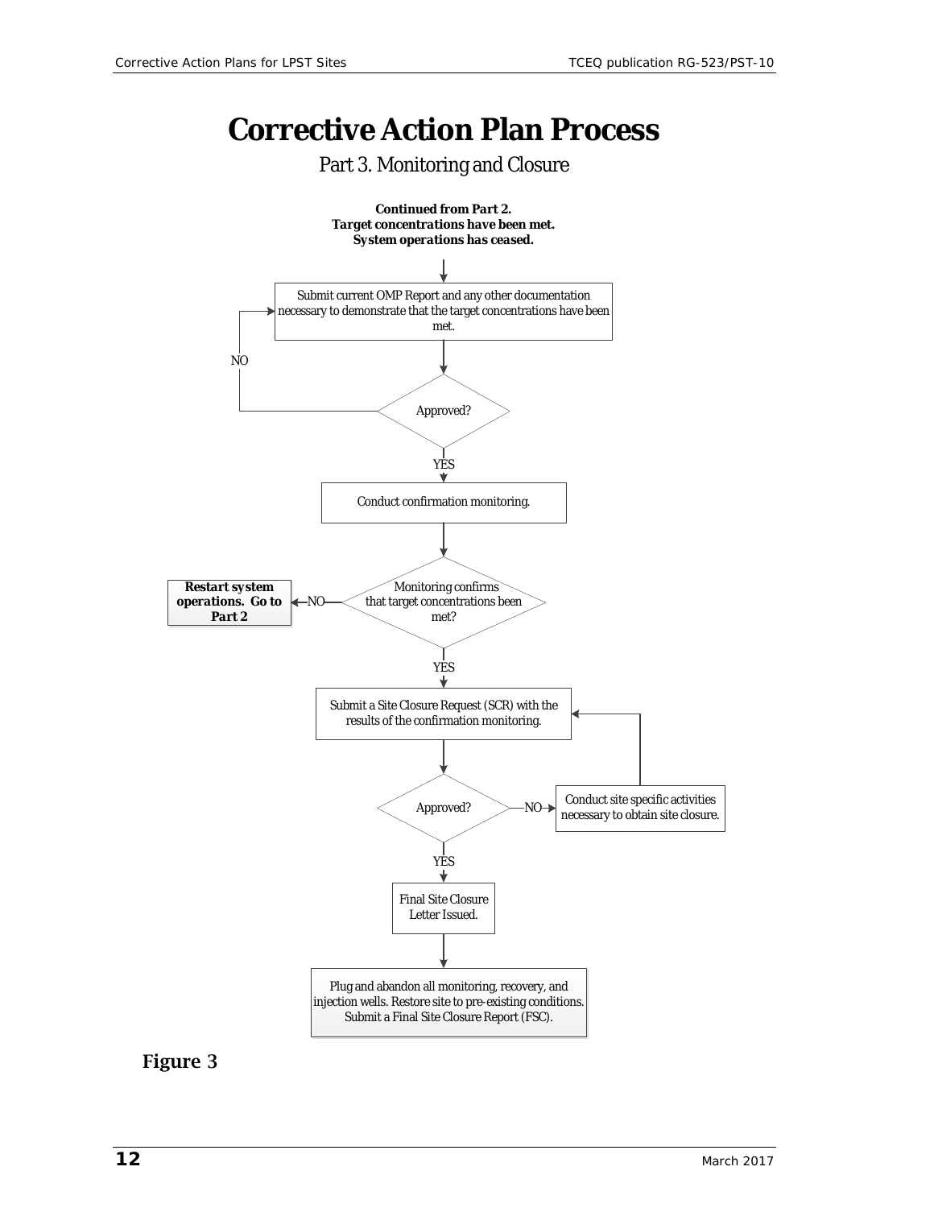# Corrective Action Plan Process

Part 3. Monitoring and Closure

***Continued from Part 2.***
***Target concentrations have been met.***
***System operations has ceased.***

Submit current OMP Report and any other documentation necessary to demonstrate that the target concentrations have been met.

Approved?

NO

YES

Conduct confirmation monitoring.

Monitoring confirms that target concentrations been met?

NO

**Restart system operations. Go to *Part 2***

YES

Submit a Site Closure Request (SCR) with the results of the confirmation monitoring.

Approved?

NO

Conduct site specific activities necessary to obtain site closure.

YES

Final Site Closure Letter Issued.

Plug and abandon all monitoring, recovery, and injection wells. Restore site to pre-existing conditions. Submit a Final Site Closure Report (FSC).

**Figure 3**